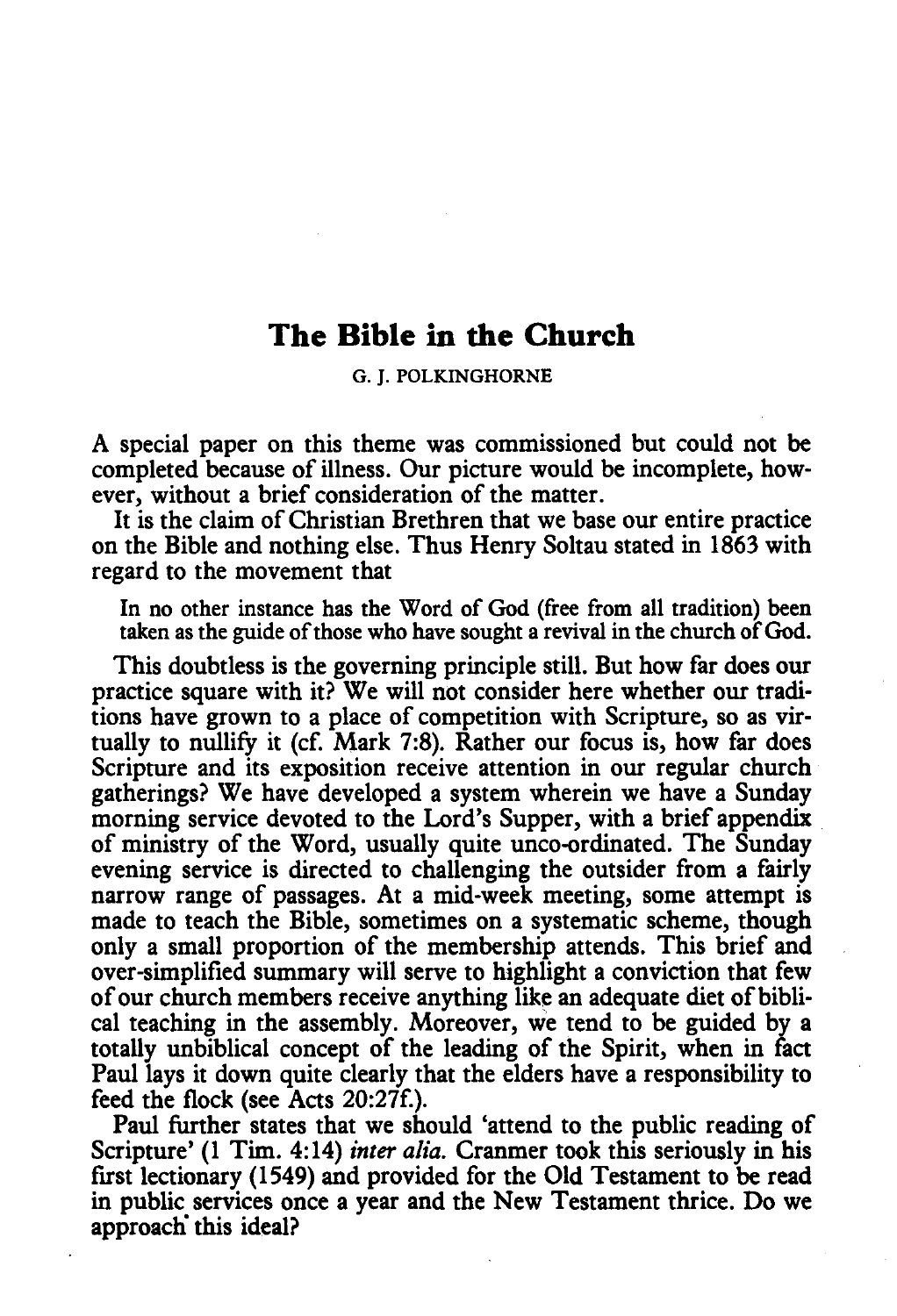# The Bible in the Church

G. J. POLKINGHORNE

A special paper on this theme was commissioned but could not be completed because of illness. Our picture would be incomplete, however, without a brief consideration of the matter.

It is the claim of Christian Brethren that we base our entire practice on the Bible and nothing else. Thus Henry Soltau stated in 1863 with regard to the movement that

> In no other instance has the Word of God (free from all tradition) been taken as the guide of those who have sought a revival in the church of God.

This doubtless is the governing principle still. But how far does our practice square with it? We will not consider here whether our traditions have grown to a place of competition with Scripture, so as virtually to nullify it (cf. Mark 7:8). Rather our focus is, how far does Scripture and its exposition receive attention in our regular church gatherings? We have developed a system wherein we have a Sunday morning service devoted to the Lord's Supper, with a brief appendix of ministry of the Word, usually quite unco-ordinated. The Sunday evening service is directed to challenging the outsider from a fairly narrow range of passages. At a mid-week meeting, some attempt is made to teach the Bible, sometimes on a systematic scheme, though only a small proportion of the membership attends. This brief and over-simplified summary will serve to highlight a conviction that few of our church members receive anything like an adequate diet of biblical teaching in the assembly. Moreover, we tend to be guided by a totally unbiblical concept of the leading of the Spirit, when in fact Paul lays it down quite clearly that the elders have a responsibility to feed the flock (see Acts 20:27f.).

Paul further states that we should 'attend to the public reading of Scripture' (1 Tim. 4:14) *inter alia.* Cranmer took this seriously in his first lectionary (1549) and provided for the Old Testament to be read in public services once a year and the New Testament thrice. Do we approach this ideal?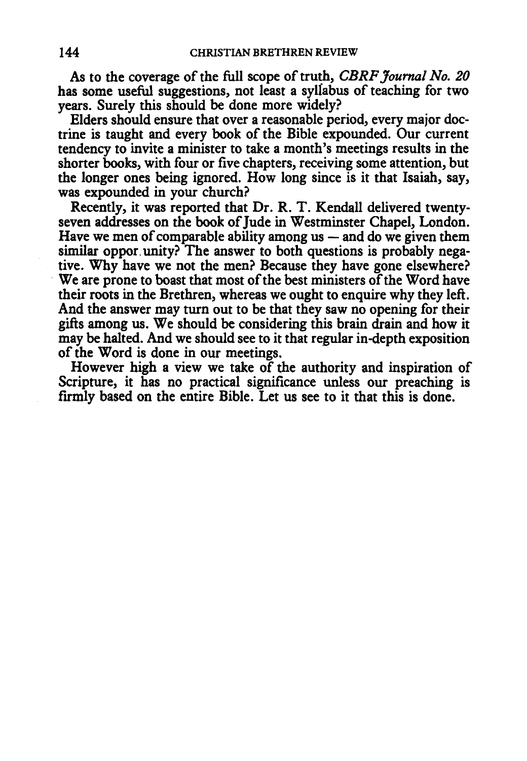As to the coverage of the full scope of truth, *CBRF Journal No. 20* has some useful suggestions, not least a syllabus of teaching for two years. Surely this should be done more widely?

Elders should ensure that over a reasonable period, every major doctrine is taught and every book of the Bible expounded. Our current tendency to invite a minister to take a month's meetings results in the shorter books, with four or five chapters, receiving some attention, but the longer ones being ignored. How long since is it that Isaiah, say, was expounded in your church?

Recently, it was reported that Dr. R. T. Kendall delivered twenty-seven addresses on the book of Jude in Westminster Chapel, London. Have we men of comparable ability among us — and do we given them similar oppor.unity? The answer to both questions is probably negative. Why have we not the men? Because they have gone elsewhere? We are prone to boast that most of the best ministers of the Word have their roots in the Brethren, whereas we ought to enquire why they left. And the answer may turn out to be that they saw no opening for their gifts among us. We should be considering this brain drain and how it may be halted. And we should see to it that regular in-depth exposition of the Word is done in our meetings.

However high a view we take of the authority and inspiration of Scripture, it has no practical significance unless our preaching is firmly based on the entire Bible. Let us see to it that this is done.